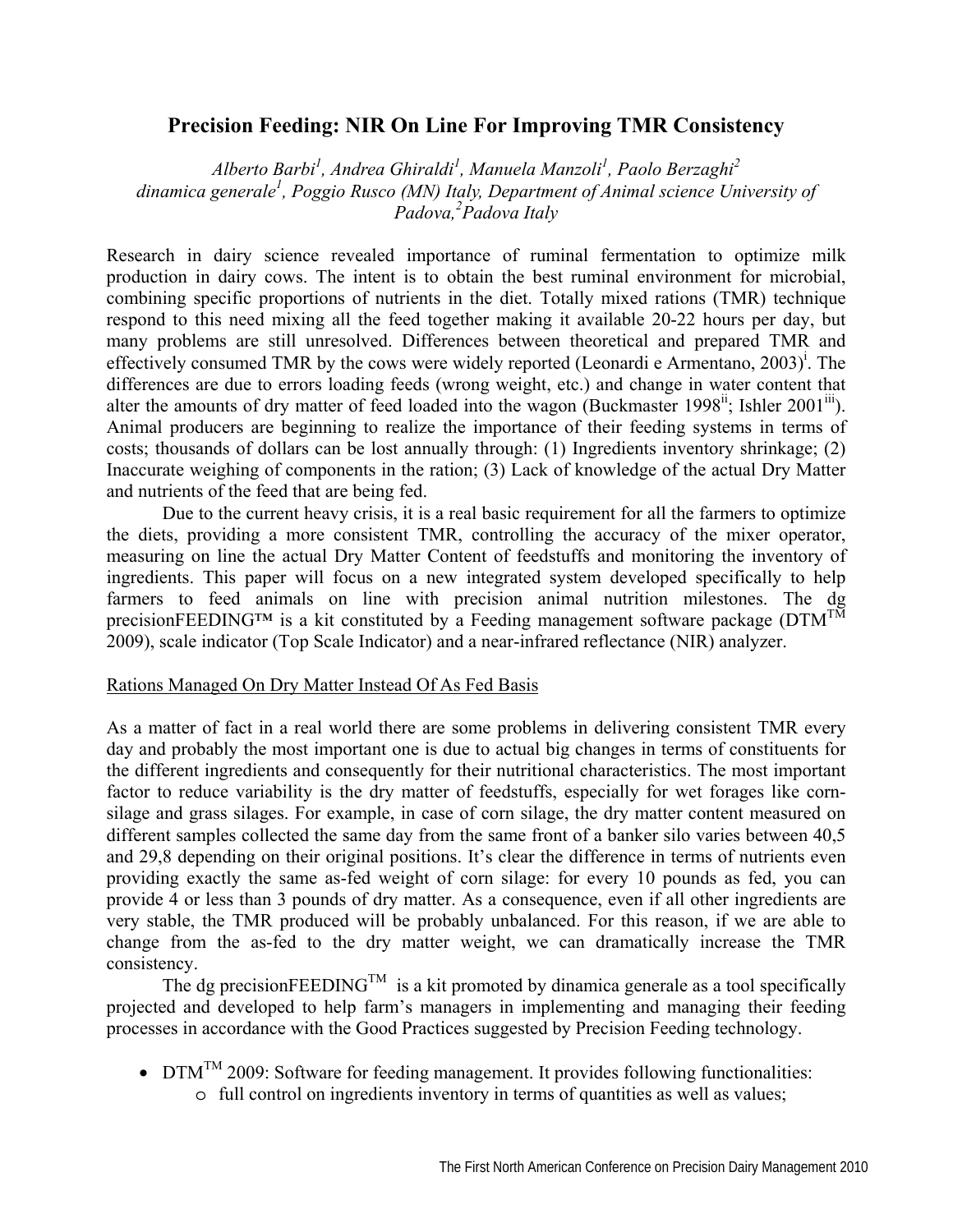# Precision Feeding: NIR On Line For Improving TMR Consistency

*Alberto Barbi[1], Andrea Ghiraldi[1], Manuela Manzoli[1], Paolo Berzaghi[2]*
*dinamica generale[1], Poggio Rusco (MN) Italy, Department of Animal science University of Padova,[2]Padova Italy*

Research in dairy science revealed importance of ruminal fermentation to optimize milk production in dairy cows. The intent is to obtain the best ruminal environment for microbial, combining specific proportions of nutrients in the diet. Totally mixed rations (TMR) technique respond to this need mixing all the feed together making it available 20-22 hours per day, but many problems are still unresolved. Differences between theoretical and prepared TMR and effectively consumed TMR by the cows were widely reported (Leonardi e Armentano, 2003)[i]. The differences are due to errors loading feeds (wrong weight, etc.) and change in water content that alter the amounts of dry matter of feed loaded into the wagon (Buckmaster 1998[ii]; Ishler 2001[iii]). Animal producers are beginning to realize the importance of their feeding systems in terms of costs; thousands of dollars can be lost annually through: (1) Ingredients inventory shrinkage; (2) Inaccurate weighing of components in the ration; (3) Lack of knowledge of the actual Dry Matter and nutrients of the feed that are being fed.

Due to the current heavy crisis, it is a real basic requirement for all the farmers to optimize the diets, providing a more consistent TMR, controlling the accuracy of the mixer operator, measuring on line the actual Dry Matter Content of feedstuffs and monitoring the inventory of ingredients. This paper will focus on a new integrated system developed specifically to help farmers to feed animals on line with precision animal nutrition milestones. The dg precisionFEEDING™ is a kit constituted by a Feeding management software package (DTM™ 2009), scale indicator (Top Scale Indicator) and a near-infrared reflectance (NIR) analyzer.

## Rations Managed On Dry Matter Instead Of As Fed Basis

As a matter of fact in a real world there are some problems in delivering consistent TMR every day and probably the most important one is due to actual big changes in terms of constituents for the different ingredients and consequently for their nutritional characteristics. The most important factor to reduce variability is the dry matter of feedstuffs, especially for wet forages like corn-silage and grass silages. For example, in case of corn silage, the dry matter content measured on different samples collected the same day from the same front of a banker silo varies between 40,5 and 29,8 depending on their original positions. It's clear the difference in terms of nutrients even providing exactly the same as-fed weight of corn silage: for every 10 pounds as fed, you can provide 4 or less than 3 pounds of dry matter. As a consequence, even if all other ingredients are very stable, the TMR produced will be probably unbalanced. For this reason, if we are able to change from the as-fed to the dry matter weight, we can dramatically increase the TMR consistency.

The dg precisionFEEDING™ is a kit promoted by dinamica generale as a tool specifically projected and developed to help farm's managers in implementing and managing their feeding processes in accordance with the Good Practices suggested by Precision Feeding technology.

- DTM™ 2009: Software for feeding management. It provides following functionalities:
  - full control on ingredients inventory in terms of quantities as well as values;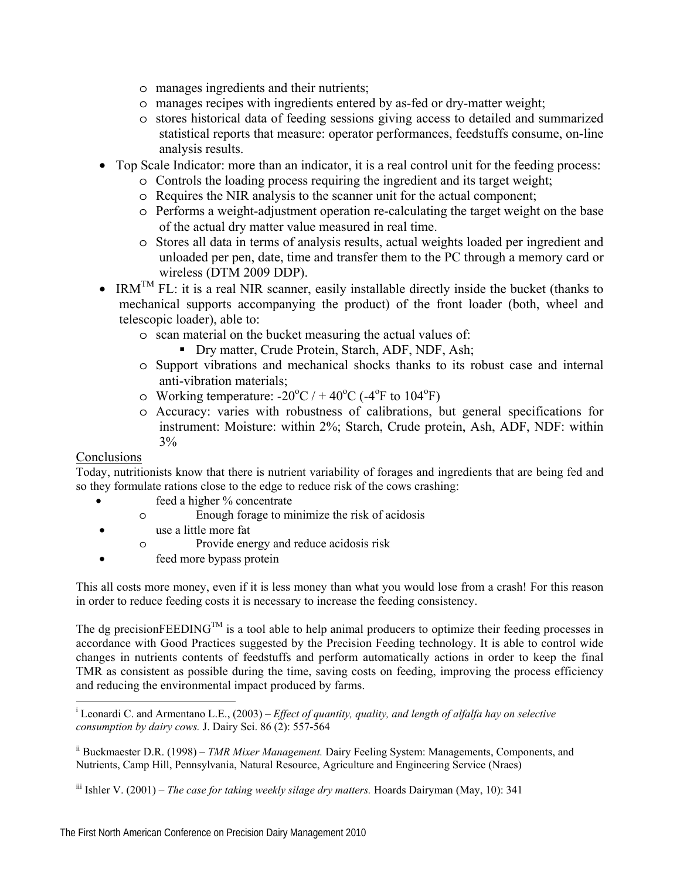- manages ingredients and their nutrients;
  - manages recipes with ingredients entered by as-fed or dry-matter weight;
  - stores historical data of feeding sessions giving access to detailed and summarized statistical reports that measure: operator performances, feedstuffs consume, on-line analysis results.
- Top Scale Indicator: more than an indicator, it is a real control unit for the feeding process:
  - Controls the loading process requiring the ingredient and its target weight;
  - Requires the NIR analysis to the scanner unit for the actual component;
  - Performs a weight-adjustment operation re-calculating the target weight on the base of the actual dry matter value measured in real time.
  - Stores all data in terms of analysis results, actual weights loaded per ingredient and unloaded per pen, date, time and transfer them to the PC through a memory card or wireless (DTM 2009 DDP).
- IRM™ FL: it is a real NIR scanner, easily installable directly inside the bucket (thanks to mechanical supports accompanying the product) of the front loader (both, wheel and telescopic loader), able to:
  - scan material on the bucket measuring the actual values of:
    - Dry matter, Crude Protein, Starch, ADF, NDF, Ash;
  - Support vibrations and mechanical shocks thanks to its robust case and internal anti-vibration materials;
  - Working temperature: $-20^{o}C$ / $+ 40^{o}C$ ($-4^{o}F$ to $104^{o}F$)
  - Accuracy: varies with robustness of calibrations, but general specifications for instrument: Moisture: within 2%; Starch, Crude protein, Ash, ADF, NDF: within 3%

## Conclusions

Today, nutritionists know that there is nutrient variability of forages and ingredients that are being fed and so they formulate rations close to the edge to reduce risk of the cows crashing:

- feed a higher % concentrate
  - Enough forage to minimize the risk of acidosis
- use a little more fat
  - Provide energy and reduce acidosis risk
- feed more bypass protein

This all costs more money, even if it is less money than what you would lose from a crash! For this reason in order to reduce feeding costs it is necessary to increase the feeding consistency.

The dg precisionFEEDING™ is a tool able to help animal producers to optimize their feeding processes in accordance with Good Practices suggested by the Precision Feeding technology. It is able to control wide changes in nutrients contents of feedstuffs and perform automatically actions in order to keep the final TMR as consistent as possible during the time, saving costs on feeding, improving the process efficiency and reducing the environmental impact produced by farms.

---

[i] Leonardi C. and Armentano L.E., (2003) – *Effect of quantity, quality, and length of alfalfa hay on selective consumption by dairy cows.* J. Dairy Sci. 86 (2): 557-564

[ii] Buckmaester D.R. (1998) – *TMR Mixer Management.* Dairy Feeling System: Managements, Components, and Nutrients, Camp Hill, Pennsylvania, Natural Resource, Agriculture and Engineering Service (Nraes)

[iii] Ishler V. (2001) – *The case for taking weekly silage dry matters.* Hoards Dairyman (May, 10): 341